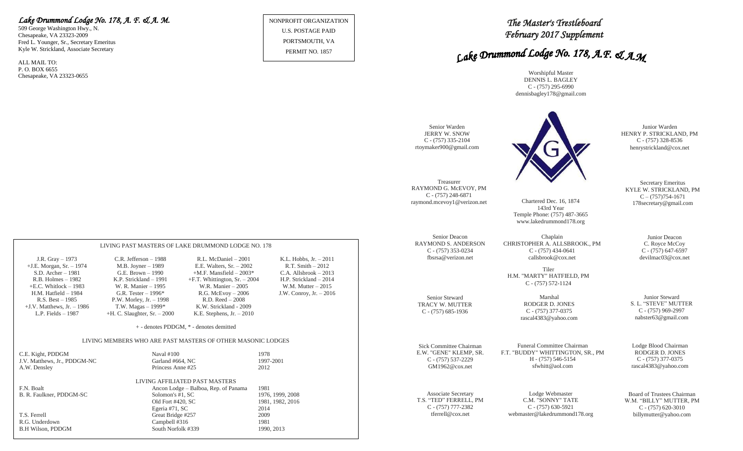*Lake Drummond Lodge No. 178, A. F. & A. M.*

509 George Washington Hwy., N.
Chesapeake, VA 23323-2009
Fred L. Younger, Sr., Secretary Emeritus
Kyle W. Strickland, Associate Secretary

ALL MAIL TO:
P. O. BOX 6655
Chesapeake, VA 23323-0655

NONPROFIT ORGANIZATION
U.S. POSTAGE PAID
PORTSMOUTH, VA
PERMIT NO. 1857

### LIVING PAST MASTERS OF LAKE DRUMMOND LODGE NO. 178

| | | | |
|---|---|---|---|
| J.R. Gray – 1973 | C.R. Jefferson – 1988 | R.L. McDaniel – 2001 | K.L. Hobbs, Jr. – 2011 |
| +J.E. Morgan, Sr. – 1974 | M.B. Joyner – 1989 | E.E. Walters, Sr. – 2002 | R.T. Smith – 2012 |
| S.D. Archer – 1981 | G.E. Brown – 1990 | +M.F. Mansfield – 2003* | C.A. Allsbrook – 2013 |
| R.B. Holmes – 1982 | K.P. Strickland – 1991 | +F.T. Whittington, Sr. – 2004 | H.P. Strickland – 2014 |
| +E.C. Whitlock – 1983 | W. R. Manier – 1995 | W.R. Manier – 2005 | W.M. Mutter – 2015 |
| H.M. Hatfield – 1984 | G.R. Tester – 1996* | R.G. McEvoy – 2006 | J.W. Conroy, Jr. – 2016 |
| R.S. Best – 1985 | P.W. Morley, Jr. – 1998 | R.D. Reed – 2008 | |
| +J.V. Matthews, Jr. – 1986 | T.W. Magas – 1999* | K.W. Strickland - 2009 | |
| L.P. Fields – 1987 | +H. C. Slaughter, Sr. – 2000 | K.E. Stephens, Jr. – 2010 | |

+ - denotes PDDGM, * - denotes demitted

### LIVING MEMBERS WHO ARE PAST MASTERS OF OTHER MASONIC LODGES

| | | |
|---|---|---|
| C.E. Kight, PDDGM | Naval #100 | 1978 |
| J.V. Matthews, Jr., PDDGM-NC | Garland #664, NC | 1997-2001 |
| A.W. Densley | Princess Anne #25 | 2012 |

### LIVING AFFILIATED PAST MASTERS

| | | |
|---|---|---|
| F.N. Boalt | Ancon Lodge – Balboa, Rep. of Panama | 1981 |
| B. R. Faulkner, PDDGM-SC | Solomon's #1, SC | 1976, 1999, 2008 |
| | Old Fort #420, SC | 1981, 1982, 2016 |
| | Egeria #71, SC | 2014 |
| T.S. Ferrell | Great Bridge #257 | 2009 |
| R.G. Underdown | Campbell #316 | 1981 |
| B.H Wilson, PDDGM | South Norfolk #339 | 1990, 2013 |

# *The Master's Trestleboard*
# *February 2017 Supplement*

## *Lake Drummond Lodge No. 178, A.F. & A.M*

Worshipful Master
DENNIS L. BAGLEY
C - (757) 295-6990
dennisbagley178@gmail.com

Senior Warden
JERRY W. SNOW
C - (757) 335-2104
rtoymaker900@gmail.com

Junior Warden
HENRY P. STRICKLAND, PM
C - (757) 328-8536
henrystrickland@cox.net

Treasurer
RAYMOND G. McEVOY, PM
C - (757) 248-6871
raymond.mcevoy1@verizon.net

Chartered Dec. 16, 1874
143rd Year
Temple Phone: (757) 487-3665
www.lakedrummond178.org

Secretary Emeritus
KYLE W. STRICKLAND, PM
C – (757)754-1671
178secretary@gmail.com

Senior Deacon
RAYMOND S. ANDERSON
C - (757) 353-0234
fbsrsa@verizon.net

Chaplain
CHRISTOPHER A. ALLSBROOK., PM
C - (757) 434-0641
callsbrook@cox.net

Junior Deacon
C. Royce McCoy
C - (757) 647-6597
devilmac03@cox.net

Tiler
H.M. "MARTY" HATFIELD, PM
C - (757) 572-1124

Senior Steward
TRACY W. MUTTER
C - (757) 685-1936

Marshal
RODGER D. JONES
C - (757) 377-0375
rascal4383@yahoo.com

Junior Steward
S. L. "STEVE" MUTTER
C - (757) 969-2997
nabster63@gmail.com

Sick Committee Chairman
E.W. "GENE" KLEMP, SR.
C - (757) 537-2229
GM1962@cox.net

Funeral Committee Chairman
F.T. "BUDDY" WHITTINGTON, SR., PM
H - (757) 546-5154
sfwhitt@aol.com

Lodge Blood Chairman
RODGER D. JONES
C - (757) 377-0375
rascal4383@yahoo.com

Associate Secretary
T.S. "TED" FERRELL, PM
C - (757) 777-2382
tferrell@cox.net

Lodge Webmaster
C.M. "SONNY" TATE
C - (757) 630-5921
webmaster@lakedrummond178.org

Board of Trustees Chairman
W.M. "BILLY" MUTTER, PM
C - (757) 620-3010
billymutter@yahoo.com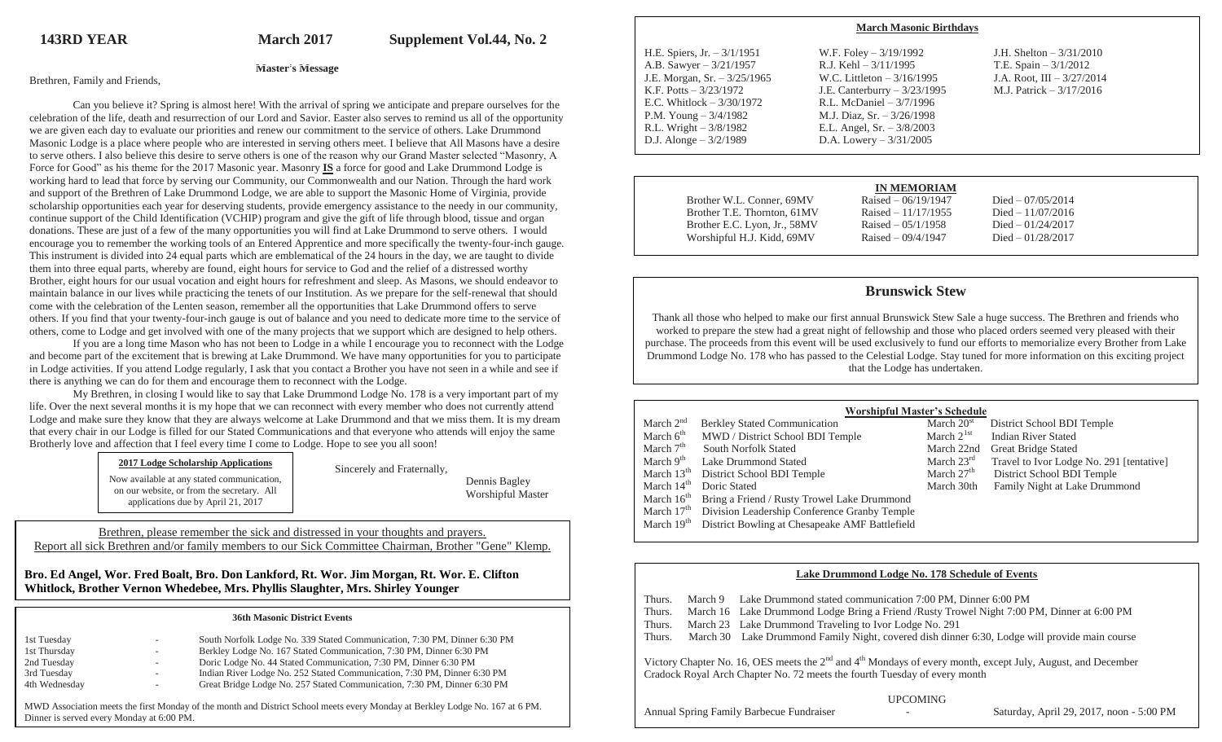**143RD YEAR** **March 2017** **Supplement Vol.44, No. 2**

## Master's Message

Brethren, Family and Friends,

Can you believe it? Spring is almost here! With the arrival of spring we anticipate and prepare ourselves for the celebration of the life, death and resurrection of our Lord and Savior. Easter also serves to remind us all of the opportunity we are given each day to evaluate our priorities and renew our commitment to the service of others. Lake Drummond Masonic Lodge is a place where people who are interested in serving others meet. I believe that All Masons have a desire to serve others. I also believe this desire to serve others is one of the reason why our Grand Master selected "Masonry, A Force for Good" as his theme for the 2017 Masonic year. Masonry **IS** a force for good and Lake Drummond Lodge is working hard to lead that force by serving our Community, our Commonwealth and our Nation. Through the hard work and support of the Brethren of Lake Drummond Lodge, we are able to support the Masonic Home of Virginia, provide scholarship opportunities each year for deserving students, provide emergency assistance to the needy in our community, continue support of the Child Identification (VCHIP) program and give the gift of life through blood, tissue and organ donations. These are just of a few of the many opportunities you will find at Lake Drummond to serve others. I would encourage you to remember the working tools of an Entered Apprentice and more specifically the twenty-four-inch gauge. This instrument is divided into 24 equal parts which are emblematical of the 24 hours in the day, we are taught to divide them into three equal parts, whereby are found, eight hours for service to God and the relief of a distressed worthy Brother, eight hours for our usual vocation and eight hours for refreshment and sleep. As Masons, we should endeavor to maintain balance in our lives while practicing the tenets of our Institution. As we prepare for the self-renewal that should come with the celebration of the Lenten season, remember all the opportunities that Lake Drummond offers to serve others. If you find that your twenty-four-inch gauge is out of balance and you need to dedicate more time to the service of others, come to Lodge and get involved with one of the many projects that we support which are designed to help others.

If you are a long time Mason who has not been to Lodge in a while I encourage you to reconnect with the Lodge and become part of the excitement that is brewing at Lake Drummond. We have many opportunities for you to participate in Lodge activities. If you attend Lodge regularly, I ask that you contact a Brother you have not seen in a while and see if there is anything we can do for them and encourage them to reconnect with the Lodge.

My Brethren, in closing I would like to say that Lake Drummond Lodge No. 178 is a very important part of my life. Over the next several months it is my hope that we can reconnect with every member who does not currently attend Lodge and make sure they know that they are always welcome at Lake Drummond and that we miss them. It is my dream that every chair in our Lodge is filled for our Stated Communications and that everyone who attends will enjoy the same Brotherly love and affection that I feel every time I come to Lodge. Hope to see you all soon!

**2017 Lodge Scholarship Applications**

Now available at any stated communication, on our website, or from the secretary. All applications due by April 21, 2017

Sincerely and Fraternally,

Dennis Bagley
Worshipful Master

Brethren, please remember the sick and distressed in your thoughts and prayers.
Report all sick Brethren and/or family members to our Sick Committee Chairman, Brother "Gene" Klemp.

**Bro. Ed Angel, Wor. Fred Boalt, Bro. Don Lankford, Rt. Wor. Jim Morgan, Rt. Wor. E. Clifton Whitlock, Brother Vernon Whedebee, Mrs. Phyllis Slaughter, Mrs. Shirley Younger**

### 36th Masonic District Events

| | | |
|---|---|---|
| 1st Tuesday | - | South Norfolk Lodge No. 339 Stated Communication, 7:30 PM, Dinner 6:30 PM |
| 1st Thursday | - | Berkley Lodge No. 167 Stated Communication, 7:30 PM, Dinner 6:30 PM |
| 2nd Tuesday | - | Doric Lodge No. 44 Stated Communication, 7:30 PM, Dinner 6:30 PM |
| 3rd Tuesday | - | Indian River Lodge No. 252 Stated Communication, 7:30 PM, Dinner 6:30 PM |
| 4th Wednesday | - | Great Bridge Lodge No. 257 Stated Communication, 7:30 PM, Dinner 6:30 PM |

MWD Association meets the first Monday of the month and District School meets every Monday at Berkley Lodge No. 167 at 6 PM. Dinner is served every Monday at 6:00 PM.

### March Masonic Birthdays

| | | |
|---|---|---|
| H.E. Spiers, Jr. – 3/1/1951 | W.F. Foley – 3/19/1992 | J.H. Shelton – 3/31/2010 |
| A.B. Sawyer – 3/21/1957 | R.J. Kehl – 3/11/1995 | T.E. Spain – 3/1/2012 |
| J.E. Morgan, Sr. – 3/25/1965 | W.C. Littleton – 3/16/1995 | J.A. Root, III – 3/27/2014 |
| K.F. Potts – 3/23/1972 | J.E. Canterburry – 3/23/1995 | M.J. Patrick – 3/17/2016 |
| E.C. Whitlock – 3/30/1972 | R.L. McDaniel – 3/7/1996 | |
| P.M. Young – 3/4/1982 | M.J. Diaz, Sr. – 3/26/1998 | |
| R.L. Wright – 3/8/1982 | E.L. Angel, Sr. – 3/8/2003 | |
| D.J. Alonge – 3/2/1989 | D.A. Lowery – 3/31/2005 | |

### IN MEMORIAM

| | | |
|---|---|---|
| Brother W.L. Conner, 69MV | Raised – 06/19/1947 | Died – 07/05/2014 |
| Brother T.E. Thornton, 61MV | Raised – 11/17/1955 | Died – 11/07/2016 |
| Brother E.C. Lyon, Jr., 58MV | Raised – 05/1/1958 | Died – 01/24/2017 |
| Worshipful H.J. Kidd, 69MV | Raised – 09/4/1947 | Died – 01/28/2017 |

## Brunswick Stew

Thank all those who helped to make our first annual Brunswick Stew Sale a huge success. The Brethren and friends who worked to prepare the stew had a great night of fellowship and those who placed orders seemed very pleased with their purchase. The proceeds from this event will be used exclusively to fund our efforts to memorialize every Brother from Lake Drummond Lodge No. 178 who has passed to the Celestial Lodge. Stay tuned for more information on this exciting project that the Lodge has undertaken.

### Worshipful Master's Schedule

| | |
|---|---|
| March 2nd | Berkley Stated Communication |
| March 6th | MWD / District School BDI Temple |
| March 7th | South Norfolk Stated |
| March 9th | Lake Drummond Stated |
| March 13th | District School BDI Temple |
| March 14th | Doric Stated |
| March 16th | Bring a Friend / Rusty Trowel Lake Drummond |
| March 17th | Division Leadership Conference Granby Temple |
| March 19th | District Bowling at Chesapeake AMF Battlefield |
| March 20st | District School BDI Temple |
| March 21st | Indian River Stated |
| March 22nd | Great Bridge Stated |
| March 23rd | Travel to Ivor Lodge No. 291 [tentative] |
| March 27th | District School BDI Temple |
| March 30th | Family Night at Lake Drummond |

### Lake Drummond Lodge No. 178 Schedule of Events

| | | |
|---|---|---|
| Thurs. | March 9 | Lake Drummond stated communication 7:00 PM, Dinner 6:00 PM |
| Thurs. | March 16 | Lake Drummond Lodge Bring a Friend /Rusty Trowel Night 7:00 PM, Dinner at 6:00 PM |
| Thurs. | March 23 | Lake Drummond Traveling to Ivor Lodge No. 291 |
| Thurs. | March 30 | Lake Drummond Family Night, covered dish dinner 6:30, Lodge will provide main course |

Victory Chapter No. 16, OES meets the 2nd and 4th Mondays of every month, except July, August, and December
Cradock Royal Arch Chapter No. 72 meets the fourth Tuesday of every month

UPCOMING

Annual Spring Family Barbecue Fundraiser - Saturday, April 29, 2017, noon - 5:00 PM